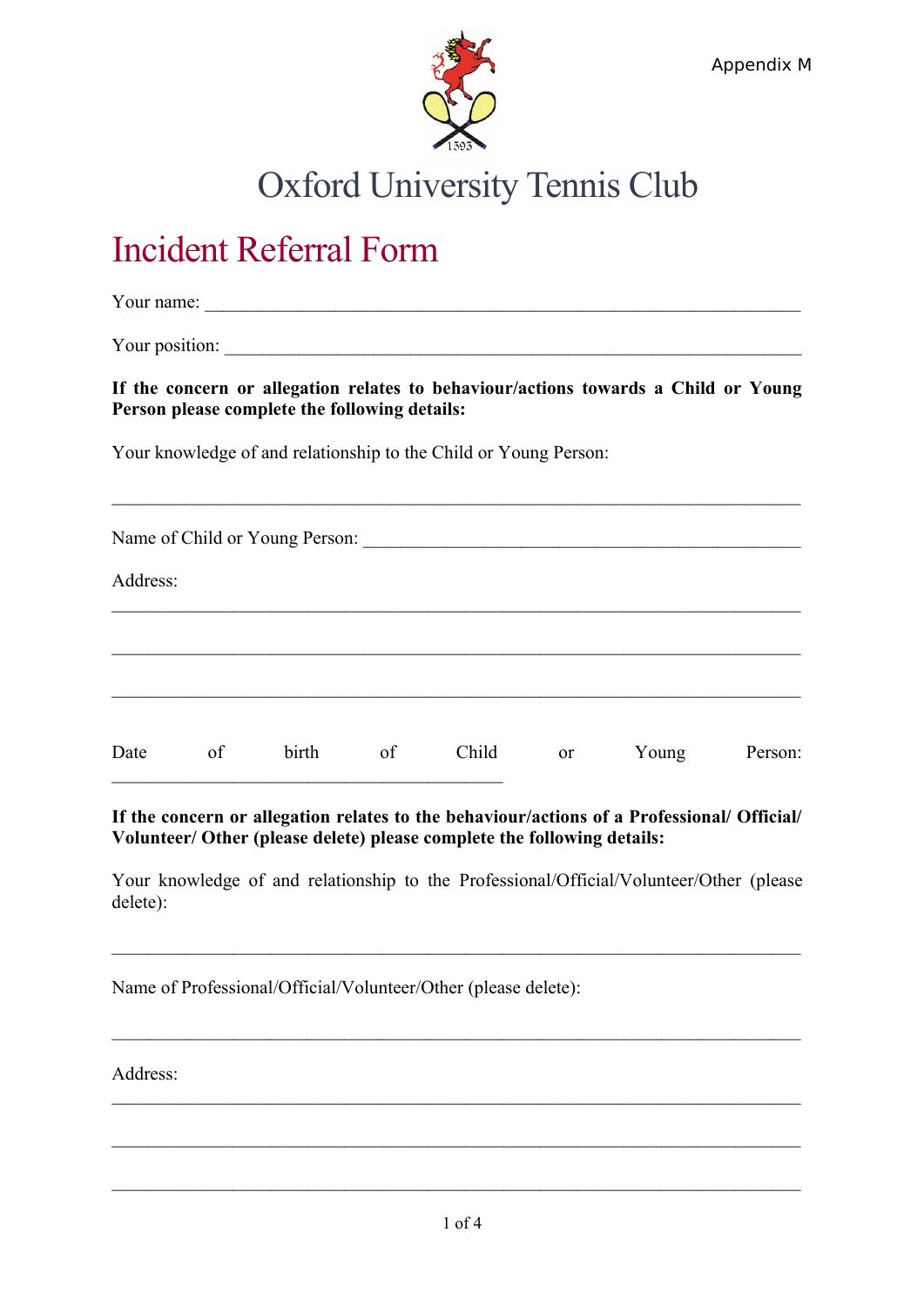Appendix M

# Oxford University Tennis Club

## Incident Referral Form

Your name: ______________________________________________________________

Your position: ___________________________________________________________

**If the concern or allegation relates to behaviour/actions towards a Child or Young Person please complete the following details:**

Your knowledge of and relationship to the Child or Young Person:

___________________________________________________________________________

Name of Child or Young Person: ____________________________________________

Address:

___________________________________________________________________________

___________________________________________________________________________

___________________________________________________________________________

Date of birth of Child or Young Person: ________________________________________

**If the concern or allegation relates to the behaviour/actions of a Professional/ Official/ Volunteer/ Other (please delete) please complete the following details:**

Your knowledge of and relationship to the Professional/Official/Volunteer/Other (please delete):

___________________________________________________________________________

Name of Professional/Official/Volunteer/Other (please delete):

___________________________________________________________________________

Address:

___________________________________________________________________________

___________________________________________________________________________

___________________________________________________________________________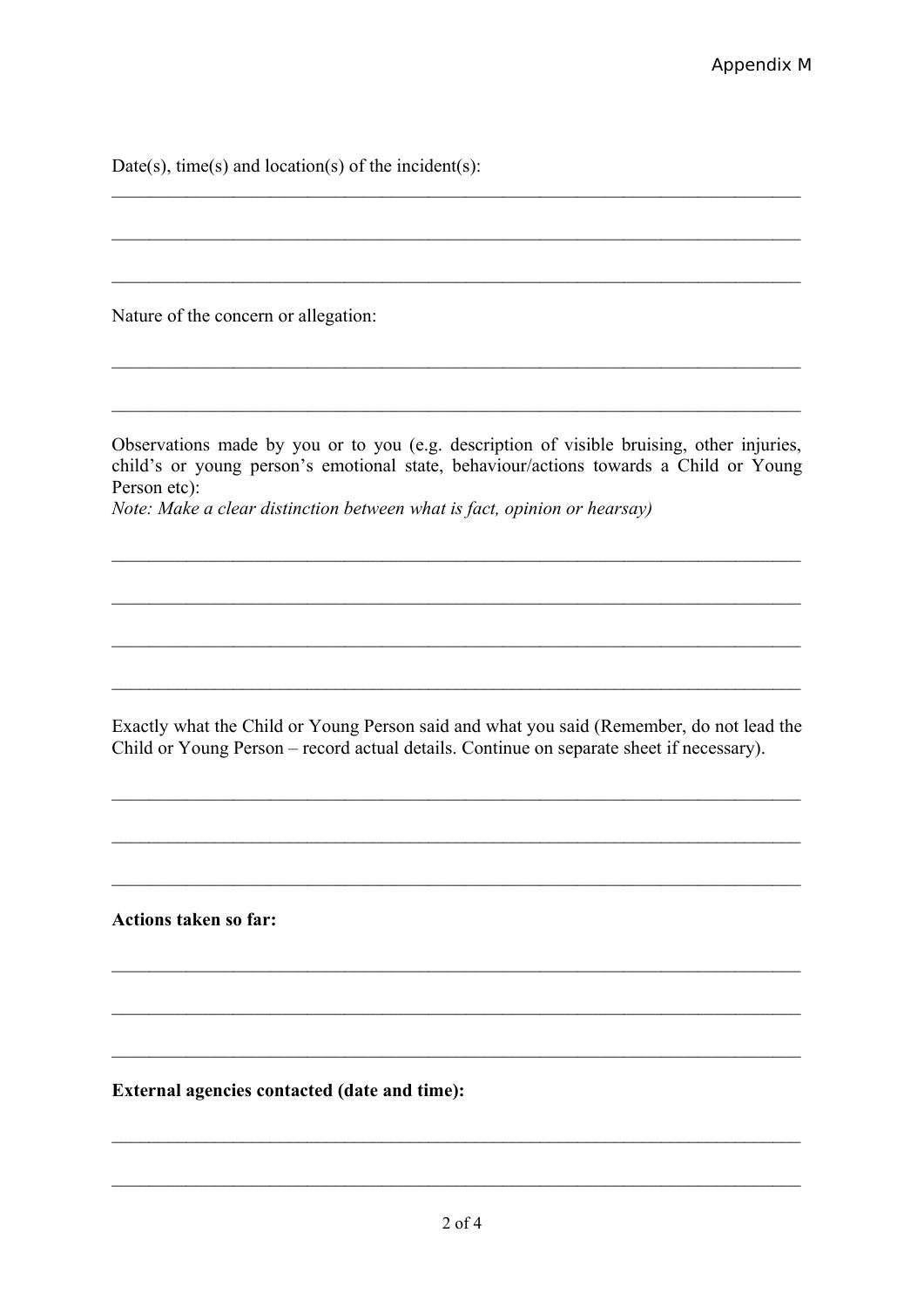Date(s), time(s) and location(s) of the incident(s):

\_\_\_\_\_\_\_\_\_\_\_\_\_\_\_\_\_\_\_\_\_\_\_\_\_\_\_\_\_\_\_\_\_\_\_\_\_\_\_\_\_\_\_\_\_\_\_\_\_\_\_\_\_\_\_\_\_\_\_\_\_\_\_\_\_\_\_\_\_\_\_\_

\_\_\_\_\_\_\_\_\_\_\_\_\_\_\_\_\_\_\_\_\_\_\_\_\_\_\_\_\_\_\_\_\_\_\_\_\_\_\_\_\_\_\_\_\_\_\_\_\_\_\_\_\_\_\_\_\_\_\_\_\_\_\_\_\_\_\_\_\_\_\_\_

\_\_\_\_\_\_\_\_\_\_\_\_\_\_\_\_\_\_\_\_\_\_\_\_\_\_\_\_\_\_\_\_\_\_\_\_\_\_\_\_\_\_\_\_\_\_\_\_\_\_\_\_\_\_\_\_\_\_\_\_\_\_\_\_\_\_\_\_\_\_\_\_

Nature of the concern or allegation:

\_\_\_\_\_\_\_\_\_\_\_\_\_\_\_\_\_\_\_\_\_\_\_\_\_\_\_\_\_\_\_\_\_\_\_\_\_\_\_\_\_\_\_\_\_\_\_\_\_\_\_\_\_\_\_\_\_\_\_\_\_\_\_\_\_\_\_\_\_\_\_\_

\_\_\_\_\_\_\_\_\_\_\_\_\_\_\_\_\_\_\_\_\_\_\_\_\_\_\_\_\_\_\_\_\_\_\_\_\_\_\_\_\_\_\_\_\_\_\_\_\_\_\_\_\_\_\_\_\_\_\_\_\_\_\_\_\_\_\_\_\_\_\_\_

Observations made by you or to you (e.g. description of visible bruising, other injuries, child's or young person's emotional state, behaviour/actions towards a Child or Young Person etc):
*Note: Make a clear distinction between what is fact, opinion or hearsay)*

\_\_\_\_\_\_\_\_\_\_\_\_\_\_\_\_\_\_\_\_\_\_\_\_\_\_\_\_\_\_\_\_\_\_\_\_\_\_\_\_\_\_\_\_\_\_\_\_\_\_\_\_\_\_\_\_\_\_\_\_\_\_\_\_\_\_\_\_\_\_\_\_

\_\_\_\_\_\_\_\_\_\_\_\_\_\_\_\_\_\_\_\_\_\_\_\_\_\_\_\_\_\_\_\_\_\_\_\_\_\_\_\_\_\_\_\_\_\_\_\_\_\_\_\_\_\_\_\_\_\_\_\_\_\_\_\_\_\_\_\_\_\_\_\_

\_\_\_\_\_\_\_\_\_\_\_\_\_\_\_\_\_\_\_\_\_\_\_\_\_\_\_\_\_\_\_\_\_\_\_\_\_\_\_\_\_\_\_\_\_\_\_\_\_\_\_\_\_\_\_\_\_\_\_\_\_\_\_\_\_\_\_\_\_\_\_\_

\_\_\_\_\_\_\_\_\_\_\_\_\_\_\_\_\_\_\_\_\_\_\_\_\_\_\_\_\_\_\_\_\_\_\_\_\_\_\_\_\_\_\_\_\_\_\_\_\_\_\_\_\_\_\_\_\_\_\_\_\_\_\_\_\_\_\_\_\_\_\_\_

Exactly what the Child or Young Person said and what you said (Remember, do not lead the Child or Young Person – record actual details. Continue on separate sheet if necessary).

\_\_\_\_\_\_\_\_\_\_\_\_\_\_\_\_\_\_\_\_\_\_\_\_\_\_\_\_\_\_\_\_\_\_\_\_\_\_\_\_\_\_\_\_\_\_\_\_\_\_\_\_\_\_\_\_\_\_\_\_\_\_\_\_\_\_\_\_\_\_\_\_

\_\_\_\_\_\_\_\_\_\_\_\_\_\_\_\_\_\_\_\_\_\_\_\_\_\_\_\_\_\_\_\_\_\_\_\_\_\_\_\_\_\_\_\_\_\_\_\_\_\_\_\_\_\_\_\_\_\_\_\_\_\_\_\_\_\_\_\_\_\_\_\_

\_\_\_\_\_\_\_\_\_\_\_\_\_\_\_\_\_\_\_\_\_\_\_\_\_\_\_\_\_\_\_\_\_\_\_\_\_\_\_\_\_\_\_\_\_\_\_\_\_\_\_\_\_\_\_\_\_\_\_\_\_\_\_\_\_\_\_\_\_\_\_\_

**Actions taken so far:**

\_\_\_\_\_\_\_\_\_\_\_\_\_\_\_\_\_\_\_\_\_\_\_\_\_\_\_\_\_\_\_\_\_\_\_\_\_\_\_\_\_\_\_\_\_\_\_\_\_\_\_\_\_\_\_\_\_\_\_\_\_\_\_\_\_\_\_\_\_\_\_\_

\_\_\_\_\_\_\_\_\_\_\_\_\_\_\_\_\_\_\_\_\_\_\_\_\_\_\_\_\_\_\_\_\_\_\_\_\_\_\_\_\_\_\_\_\_\_\_\_\_\_\_\_\_\_\_\_\_\_\_\_\_\_\_\_\_\_\_\_\_\_\_\_

\_\_\_\_\_\_\_\_\_\_\_\_\_\_\_\_\_\_\_\_\_\_\_\_\_\_\_\_\_\_\_\_\_\_\_\_\_\_\_\_\_\_\_\_\_\_\_\_\_\_\_\_\_\_\_\_\_\_\_\_\_\_\_\_\_\_\_\_\_\_\_\_

**External agencies contacted (date and time):**

\_\_\_\_\_\_\_\_\_\_\_\_\_\_\_\_\_\_\_\_\_\_\_\_\_\_\_\_\_\_\_\_\_\_\_\_\_\_\_\_\_\_\_\_\_\_\_\_\_\_\_\_\_\_\_\_\_\_\_\_\_\_\_\_\_\_\_\_\_\_\_\_

\_\_\_\_\_\_\_\_\_\_\_\_\_\_\_\_\_\_\_\_\_\_\_\_\_\_\_\_\_\_\_\_\_\_\_\_\_\_\_\_\_\_\_\_\_\_\_\_\_\_\_\_\_\_\_\_\_\_\_\_\_\_\_\_\_\_\_\_\_\_\_\_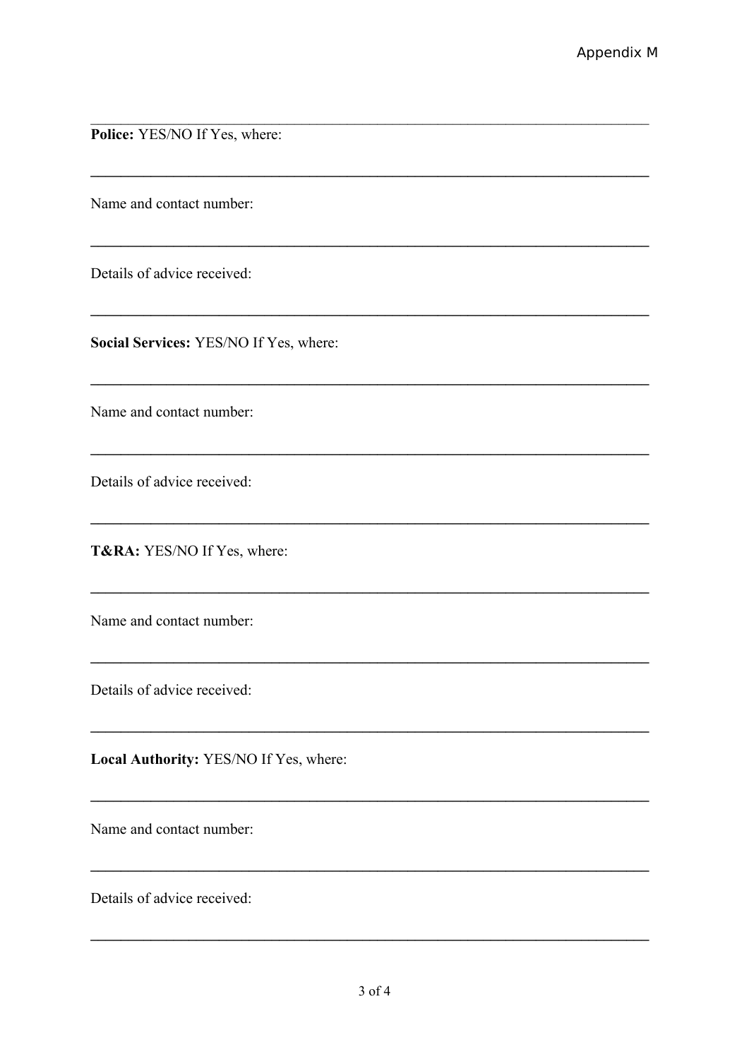**Police:** YES/NO If Yes, where:

\_\_\_\_\_\_\_\_\_\_\_\_\_\_\_\_\_\_\_\_\_\_\_\_\_\_\_\_\_\_\_\_\_\_\_\_\_\_\_\_\_\_\_\_\_\_\_\_\_\_\_\_\_\_\_\_\_\_\_\_\_\_\_\_\_\_\_\_\_\_

Name and contact number:

\_\_\_\_\_\_\_\_\_\_\_\_\_\_\_\_\_\_\_\_\_\_\_\_\_\_\_\_\_\_\_\_\_\_\_\_\_\_\_\_\_\_\_\_\_\_\_\_\_\_\_\_\_\_\_\_\_\_\_\_\_\_\_\_\_\_\_\_\_\_

Details of advice received:

\_\_\_\_\_\_\_\_\_\_\_\_\_\_\_\_\_\_\_\_\_\_\_\_\_\_\_\_\_\_\_\_\_\_\_\_\_\_\_\_\_\_\_\_\_\_\_\_\_\_\_\_\_\_\_\_\_\_\_\_\_\_\_\_\_\_\_\_\_\_

**Social Services:** YES/NO If Yes, where:

\_\_\_\_\_\_\_\_\_\_\_\_\_\_\_\_\_\_\_\_\_\_\_\_\_\_\_\_\_\_\_\_\_\_\_\_\_\_\_\_\_\_\_\_\_\_\_\_\_\_\_\_\_\_\_\_\_\_\_\_\_\_\_\_\_\_\_\_\_\_

Name and contact number:

\_\_\_\_\_\_\_\_\_\_\_\_\_\_\_\_\_\_\_\_\_\_\_\_\_\_\_\_\_\_\_\_\_\_\_\_\_\_\_\_\_\_\_\_\_\_\_\_\_\_\_\_\_\_\_\_\_\_\_\_\_\_\_\_\_\_\_\_\_\_

Details of advice received:

\_\_\_\_\_\_\_\_\_\_\_\_\_\_\_\_\_\_\_\_\_\_\_\_\_\_\_\_\_\_\_\_\_\_\_\_\_\_\_\_\_\_\_\_\_\_\_\_\_\_\_\_\_\_\_\_\_\_\_\_\_\_\_\_\_\_\_\_\_\_

**T&RA:** YES/NO If Yes, where:

\_\_\_\_\_\_\_\_\_\_\_\_\_\_\_\_\_\_\_\_\_\_\_\_\_\_\_\_\_\_\_\_\_\_\_\_\_\_\_\_\_\_\_\_\_\_\_\_\_\_\_\_\_\_\_\_\_\_\_\_\_\_\_\_\_\_\_\_\_\_

Name and contact number:

\_\_\_\_\_\_\_\_\_\_\_\_\_\_\_\_\_\_\_\_\_\_\_\_\_\_\_\_\_\_\_\_\_\_\_\_\_\_\_\_\_\_\_\_\_\_\_\_\_\_\_\_\_\_\_\_\_\_\_\_\_\_\_\_\_\_\_\_\_\_

Details of advice received:

\_\_\_\_\_\_\_\_\_\_\_\_\_\_\_\_\_\_\_\_\_\_\_\_\_\_\_\_\_\_\_\_\_\_\_\_\_\_\_\_\_\_\_\_\_\_\_\_\_\_\_\_\_\_\_\_\_\_\_\_\_\_\_\_\_\_\_\_\_\_

**Local Authority:** YES/NO If Yes, where:

\_\_\_\_\_\_\_\_\_\_\_\_\_\_\_\_\_\_\_\_\_\_\_\_\_\_\_\_\_\_\_\_\_\_\_\_\_\_\_\_\_\_\_\_\_\_\_\_\_\_\_\_\_\_\_\_\_\_\_\_\_\_\_\_\_\_\_\_\_\_

Name and contact number:

\_\_\_\_\_\_\_\_\_\_\_\_\_\_\_\_\_\_\_\_\_\_\_\_\_\_\_\_\_\_\_\_\_\_\_\_\_\_\_\_\_\_\_\_\_\_\_\_\_\_\_\_\_\_\_\_\_\_\_\_\_\_\_\_\_\_\_\_\_\_

Details of advice received:

\_\_\_\_\_\_\_\_\_\_\_\_\_\_\_\_\_\_\_\_\_\_\_\_\_\_\_\_\_\_\_\_\_\_\_\_\_\_\_\_\_\_\_\_\_\_\_\_\_\_\_\_\_\_\_\_\_\_\_\_\_\_\_\_\_\_\_\_\_\_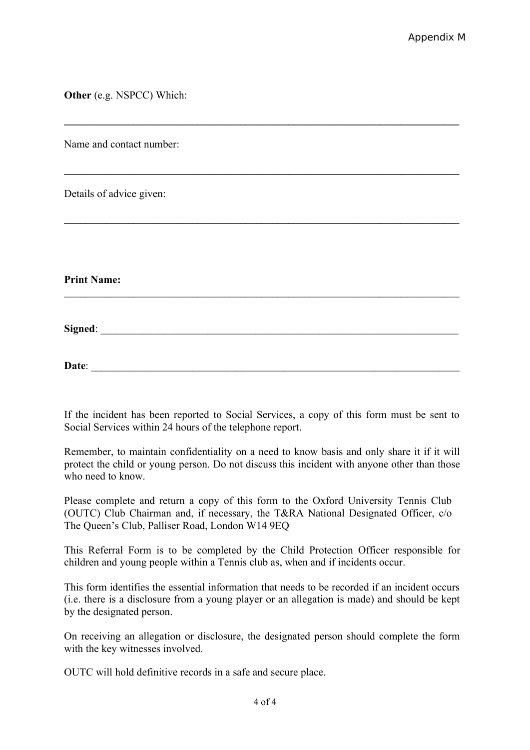**Other** (e.g. NSPCC) Which:

___

Name and contact number:

___

Details of advice given:

___

**Print Name:**

___

**Signed**: ___

**Date**: ___

If the incident has been reported to Social Services, a copy of this form must be sent to Social Services within 24 hours of the telephone report.

Remember, to maintain confidentiality on a need to know basis and only share it if it will protect the child or young person. Do not discuss this incident with anyone other than those who need to know.

Please complete and return a copy of this form to the Oxford University Tennis Club (OUTC) Club Chairman and, if necessary, the T&RA National Designated Officer, c/o The Queen's Club, Palliser Road, London W14 9EQ

This Referral Form is to be completed by the Child Protection Officer responsible for children and young people within a Tennis club as, when and if incidents occur.

This form identifies the essential information that needs to be recorded if an incident occurs (i.e. there is a disclosure from a young player or an allegation is made) and should be kept by the designated person.

On receiving an allegation or disclosure, the designated person should complete the form with the key witnesses involved.

OUTC will hold definitive records in a safe and secure place.